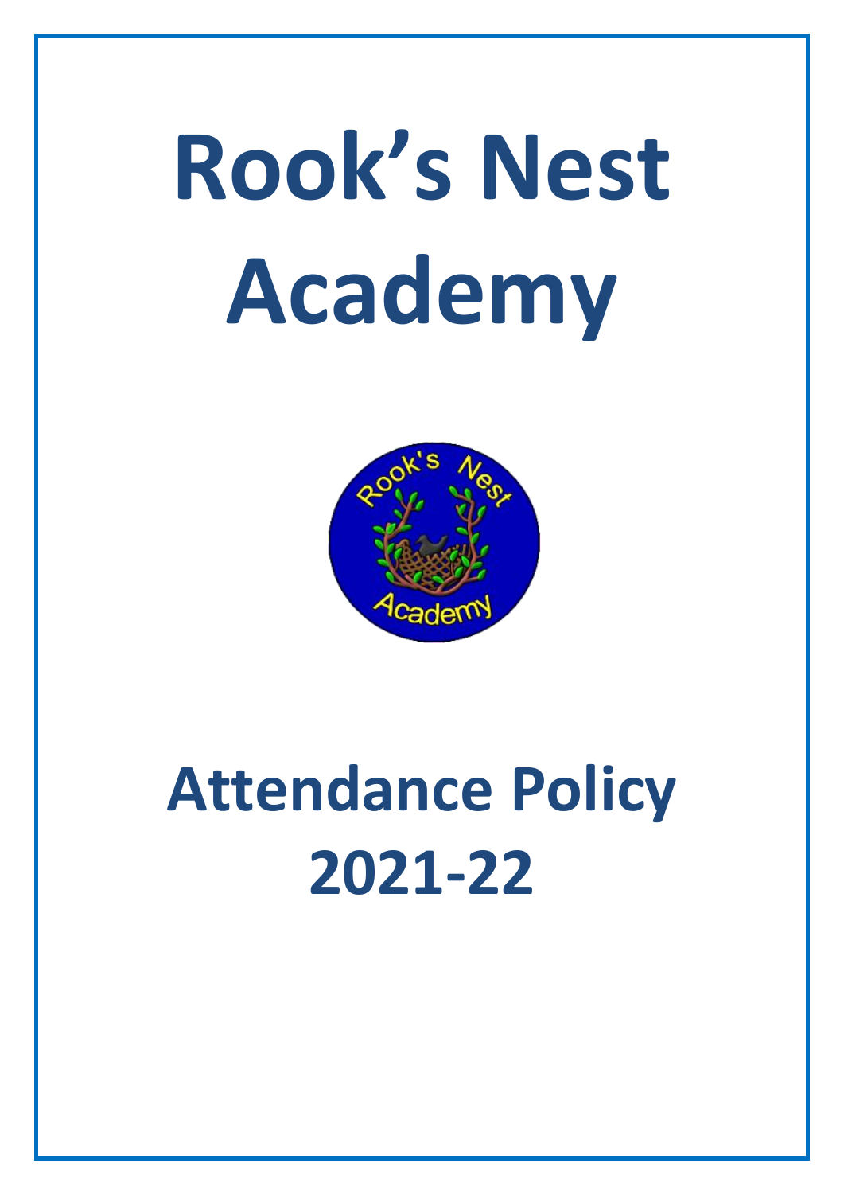# Rook's Nest Academy

# Attendance Policy 2021-22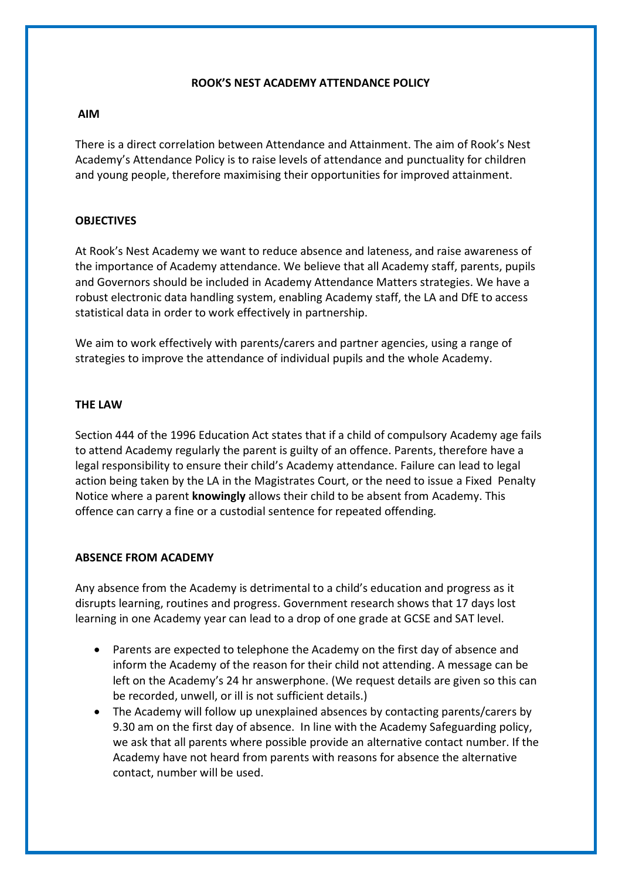# ROOK'S NEST ACADEMY ATTENDANCE POLICY

## AIM

There is a direct correlation between Attendance and Attainment. The aim of Rook's Nest Academy's Attendance Policy is to raise levels of attendance and punctuality for children and young people, therefore maximising their opportunities for improved attainment.

## OBJECTIVES

At Rook's Nest Academy we want to reduce absence and lateness, and raise awareness of the importance of Academy attendance. We believe that all Academy staff, parents, pupils and Governors should be included in Academy Attendance Matters strategies. We have a robust electronic data handling system, enabling Academy staff, the LA and DfE to access statistical data in order to work effectively in partnership.

We aim to work effectively with parents/carers and partner agencies, using a range of strategies to improve the attendance of individual pupils and the whole Academy.

## THE LAW

Section 444 of the 1996 Education Act states that if a child of compulsory Academy age fails to attend Academy regularly the parent is guilty of an offence. Parents, therefore have a legal responsibility to ensure their child's Academy attendance. Failure can lead to legal action being taken by the LA in the Magistrates Court, or the need to issue a Fixed Penalty Notice where a parent **knowingly** allows their child to be absent from Academy. This offence can carry a fine or a custodial sentence for repeated offending.

## ABSENCE FROM ACADEMY

Any absence from the Academy is detrimental to a child's education and progress as it disrupts learning, routines and progress. Government research shows that 17 days lost learning in one Academy year can lead to a drop of one grade at GCSE and SAT level.

- Parents are expected to telephone the Academy on the first day of absence and inform the Academy of the reason for their child not attending. A message can be left on the Academy's 24 hr answerphone. (We request details are given so this can be recorded, unwell, or ill is not sufficient details.)
- The Academy will follow up unexplained absences by contacting parents/carers by 9.30 am on the first day of absence. In line with the Academy Safeguarding policy, we ask that all parents where possible provide an alternative contact number. If the Academy have not heard from parents with reasons for absence the alternative contact, number will be used.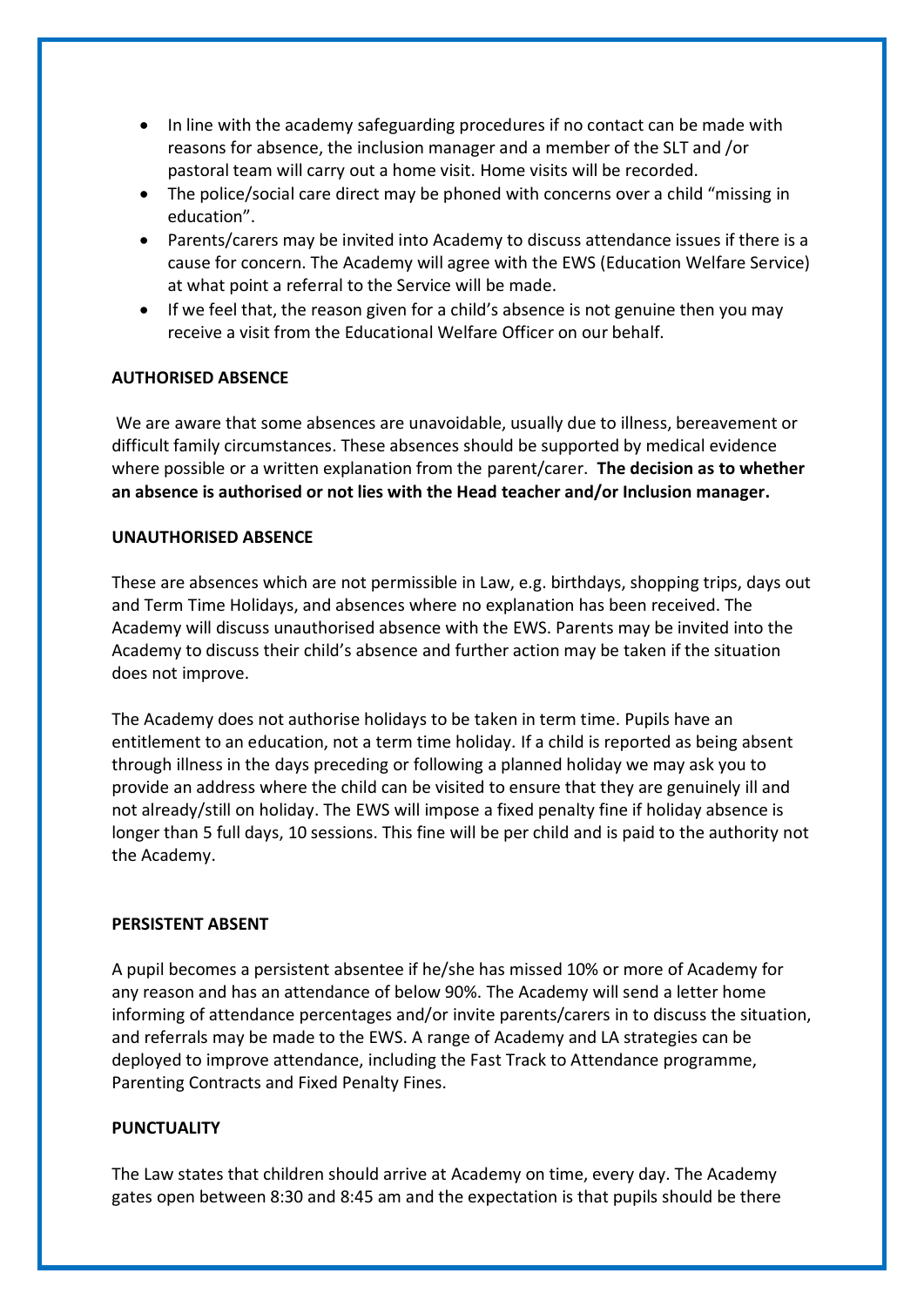- In line with the academy safeguarding procedures if no contact can be made with reasons for absence, the inclusion manager and a member of the SLT and /or pastoral team will carry out a home visit. Home visits will be recorded.
- The police/social care direct may be phoned with concerns over a child "missing in education".
- Parents/carers may be invited into Academy to discuss attendance issues if there is a cause for concern. The Academy will agree with the EWS (Education Welfare Service) at what point a referral to the Service will be made.
- If we feel that, the reason given for a child's absence is not genuine then you may receive a visit from the Educational Welfare Officer on our behalf.

**AUTHORISED ABSENCE**

We are aware that some absences are unavoidable, usually due to illness, bereavement or difficult family circumstances. These absences should be supported by medical evidence where possible or a written explanation from the parent/carer. **The decision as to whether an absence is authorised or not lies with the Head teacher and/or Inclusion manager.**

**UNAUTHORISED ABSENCE**

These are absences which are not permissible in Law, e.g. birthdays, shopping trips, days out and Term Time Holidays, and absences where no explanation has been received. The Academy will discuss unauthorised absence with the EWS. Parents may be invited into the Academy to discuss their child's absence and further action may be taken if the situation does not improve.

The Academy does not authorise holidays to be taken in term time. Pupils have an entitlement to an education, not a term time holiday. If a child is reported as being absent through illness in the days preceding or following a planned holiday we may ask you to provide an address where the child can be visited to ensure that they are genuinely ill and not already/still on holiday. The EWS will impose a fixed penalty fine if holiday absence is longer than 5 full days, 10 sessions. This fine will be per child and is paid to the authority not the Academy.

**PERSISTENT ABSENT**

A pupil becomes a persistent absentee if he/she has missed 10% or more of Academy for any reason and has an attendance of below 90%. The Academy will send a letter home informing of attendance percentages and/or invite parents/carers in to discuss the situation, and referrals may be made to the EWS. A range of Academy and LA strategies can be deployed to improve attendance, including the Fast Track to Attendance programme, Parenting Contracts and Fixed Penalty Fines.

**PUNCTUALITY**

The Law states that children should arrive at Academy on time, every day. The Academy gates open between 8:30 and 8:45 am and the expectation is that pupils should be there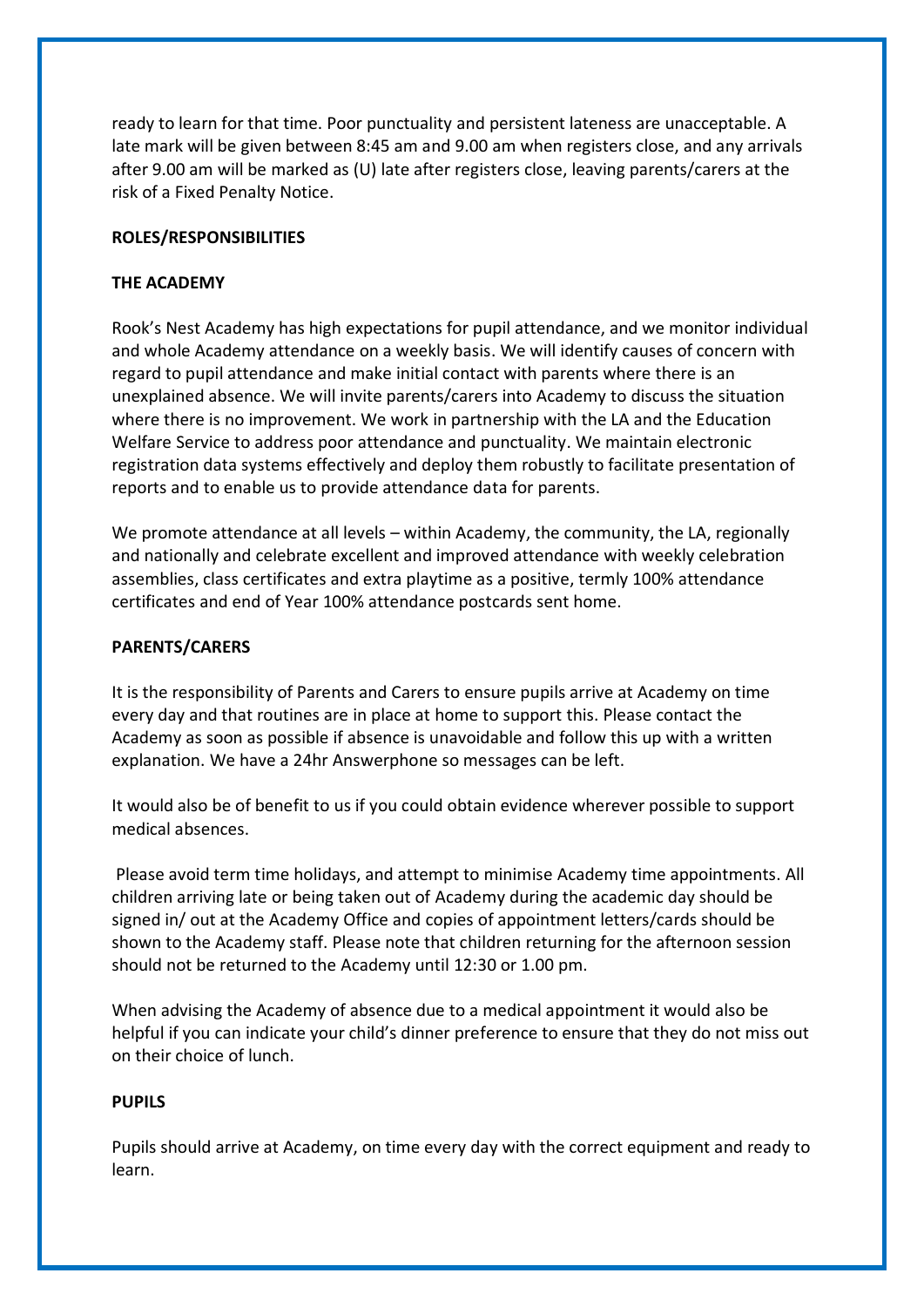ready to learn for that time. Poor punctuality and persistent lateness are unacceptable. A late mark will be given between 8:45 am and 9.00 am when registers close, and any arrivals after 9.00 am will be marked as (U) late after registers close, leaving parents/carers at the risk of a Fixed Penalty Notice.

## ROLES/RESPONSIBILITIES

### THE ACADEMY

Rook's Nest Academy has high expectations for pupil attendance, and we monitor individual and whole Academy attendance on a weekly basis. We will identify causes of concern with regard to pupil attendance and make initial contact with parents where there is an unexplained absence. We will invite parents/carers into Academy to discuss the situation where there is no improvement. We work in partnership with the LA and the Education Welfare Service to address poor attendance and punctuality. We maintain electronic registration data systems effectively and deploy them robustly to facilitate presentation of reports and to enable us to provide attendance data for parents.

We promote attendance at all levels – within Academy, the community, the LA, regionally and nationally and celebrate excellent and improved attendance with weekly celebration assemblies, class certificates and extra playtime as a positive, termly 100% attendance certificates and end of Year 100% attendance postcards sent home.

### PARENTS/CARERS

It is the responsibility of Parents and Carers to ensure pupils arrive at Academy on time every day and that routines are in place at home to support this. Please contact the Academy as soon as possible if absence is unavoidable and follow this up with a written explanation. We have a 24hr Answerphone so messages can be left.

It would also be of benefit to us if you could obtain evidence wherever possible to support medical absences.

Please avoid term time holidays, and attempt to minimise Academy time appointments. All children arriving late or being taken out of Academy during the academic day should be signed in/ out at the Academy Office and copies of appointment letters/cards should be shown to the Academy staff. Please note that children returning for the afternoon session should not be returned to the Academy until 12:30 or 1.00 pm.

When advising the Academy of absence due to a medical appointment it would also be helpful if you can indicate your child's dinner preference to ensure that they do not miss out on their choice of lunch.

### PUPILS

Pupils should arrive at Academy, on time every day with the correct equipment and ready to learn.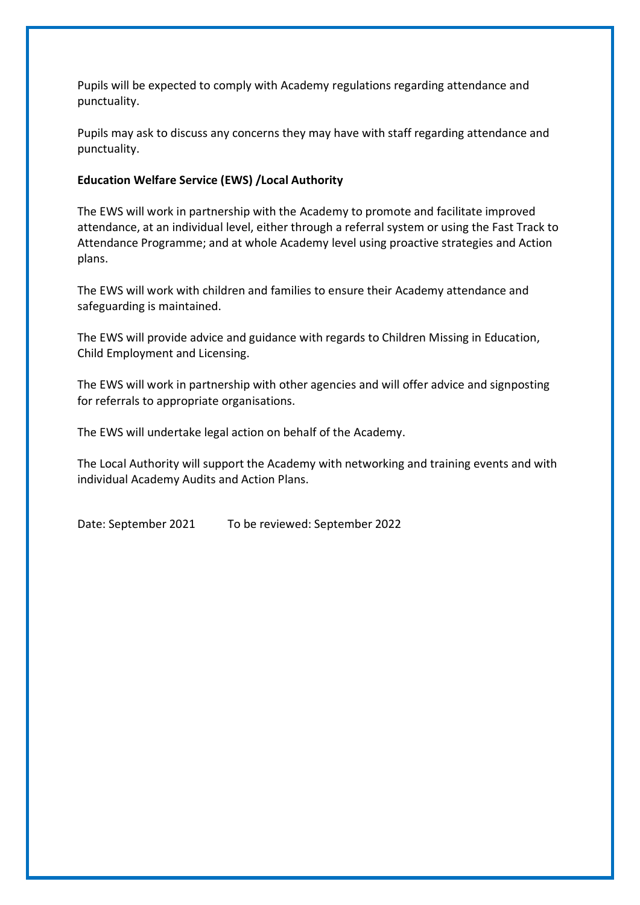Pupils will be expected to comply with Academy regulations regarding attendance and punctuality.

Pupils may ask to discuss any concerns they may have with staff regarding attendance and punctuality.

**Education Welfare Service (EWS) /Local Authority**

The EWS will work in partnership with the Academy to promote and facilitate improved attendance, at an individual level, either through a referral system or using the Fast Track to Attendance Programme; and at whole Academy level using proactive strategies and Action plans.

The EWS will work with children and families to ensure their Academy attendance and safeguarding is maintained.

The EWS will provide advice and guidance with regards to Children Missing in Education, Child Employment and Licensing.

The EWS will work in partnership with other agencies and will offer advice and signposting for referrals to appropriate organisations.

The EWS will undertake legal action on behalf of the Academy.

The Local Authority will support the Academy with networking and training events and with individual Academy Audits and Action Plans.

Date: September 2021 To be reviewed: September 2022